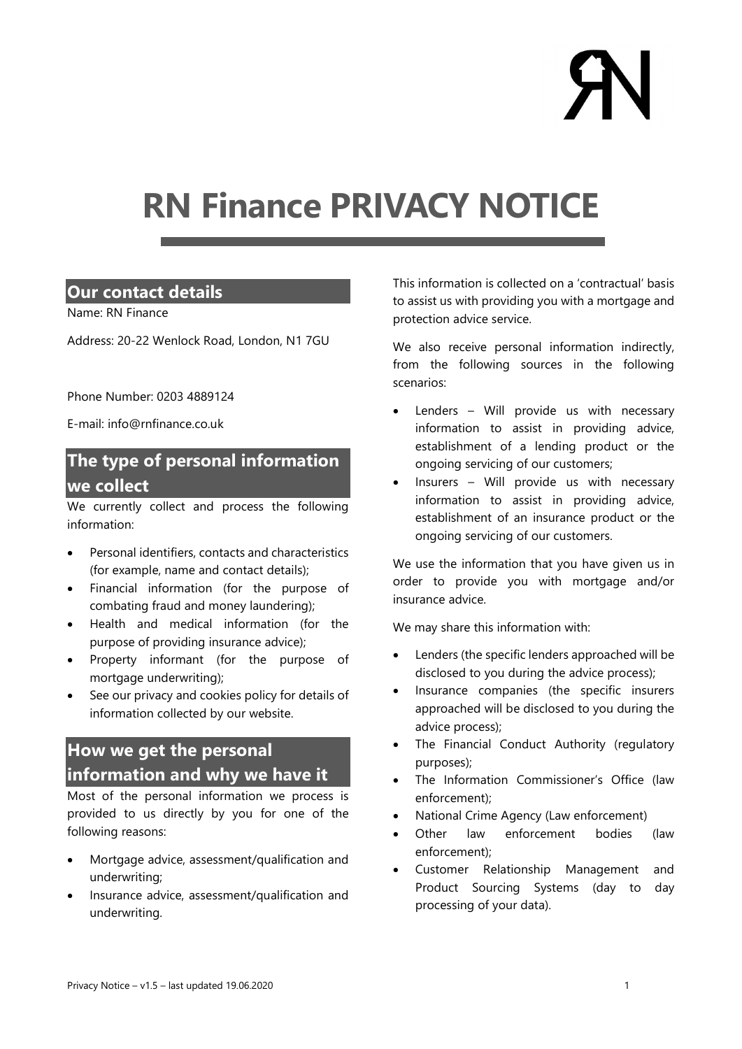# RN Finance PRIVACY NOTICE

## Our contact details

Name: RN Finance

Address: 20-22 Wenlock Road, London, N1 7GU

Phone Number: 0203 4889124

E-mail: info@rnfinance.co.uk

## The type of personal information we collect

We currently collect and process the following information:

- Personal identifiers, contacts and characteristics (for example, name and contact details);
- Financial information (for the purpose of combating fraud and money laundering);
- Health and medical information (for the purpose of providing insurance advice);
- Property informant (for the purpose of mortgage underwriting);
- See our privacy and cookies policy for details of information collected by our website.

## How we get the personal information and why we have it

Most of the personal information we process is provided to us directly by you for one of the following reasons:

- Mortgage advice, assessment/qualification and underwriting;
- Insurance advice, assessment/qualification and underwriting.

This information is collected on a 'contractual' basis to assist us with providing you with a mortgage and protection advice service.

We also receive personal information indirectly, from the following sources in the following scenarios:

- Lenders – Will provide us with necessary information to assist in providing advice, establishment of a lending product or the ongoing servicing of our customers;
- Insurers – Will provide us with necessary information to assist in providing advice, establishment of an insurance product or the ongoing servicing of our customers.

We use the information that you have given us in order to provide you with mortgage and/or insurance advice.

We may share this information with:

- Lenders (the specific lenders approached will be disclosed to you during the advice process);
- Insurance companies (the specific insurers approached will be disclosed to you during the advice process);
- The Financial Conduct Authority (regulatory purposes);
- The Information Commissioner's Office (law enforcement);
- National Crime Agency (Law enforcement)
- Other law enforcement bodies (law enforcement);
- Customer Relationship Management and Product Sourcing Systems (day to day processing of your data).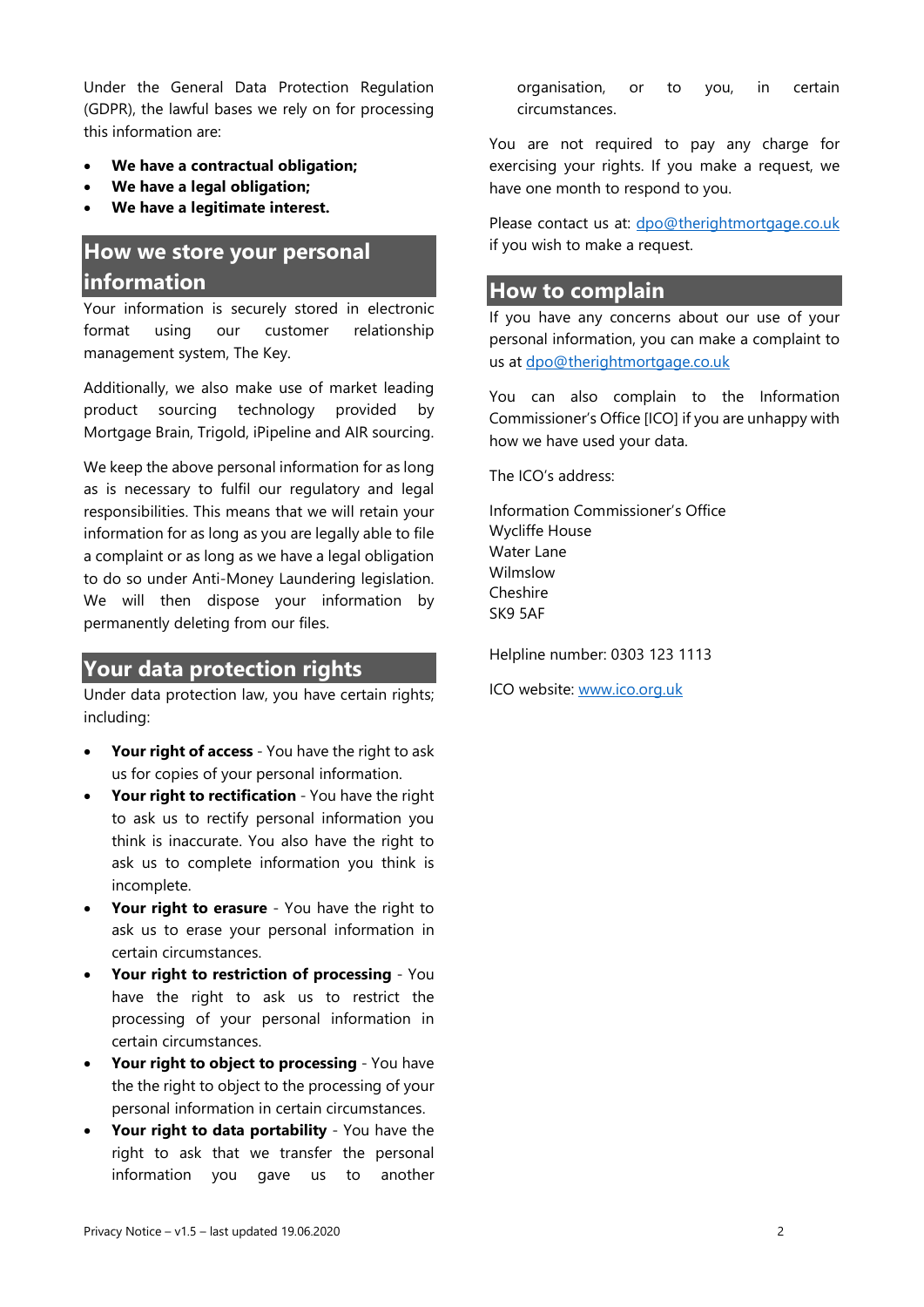Under the General Data Protection Regulation (GDPR), the lawful bases we rely on for processing this information are:

- **We have a contractual obligation;**
- **We have a legal obligation;**
- **We have a legitimate interest.**

## How we store your personal information

Your information is securely stored in electronic format using our customer relationship management system, The Key.

Additionally, we also make use of market leading product sourcing technology provided by Mortgage Brain, Trigold, iPipeline and AIR sourcing.

We keep the above personal information for as long as is necessary to fulfil our regulatory and legal responsibilities. This means that we will retain your information for as long as you are legally able to file a complaint or as long as we have a legal obligation to do so under Anti-Money Laundering legislation. We will then dispose your information by permanently deleting from our files.

## Your data protection rights

Under data protection law, you have certain rights; including:

- **Your right of access** - You have the right to ask us for copies of your personal information.
- **Your right to rectification** - You have the right to ask us to rectify personal information you think is inaccurate. You also have the right to ask us to complete information you think is incomplete.
- **Your right to erasure** - You have the right to ask us to erase your personal information in certain circumstances.
- **Your right to restriction of processing** - You have the right to ask us to restrict the processing of your personal information in certain circumstances.
- **Your right to object to processing** - You have the the right to object to the processing of your personal information in certain circumstances.
- **Your right to data portability** - You have the right to ask that we transfer the personal information you gave us to another organisation, or to you, in certain circumstances.

You are not required to pay any charge for exercising your rights. If you make a request, we have one month to respond to you.

Please contact us at: dpo@therightmortgage.co.uk if you wish to make a request.

## How to complain

If you have any concerns about our use of your personal information, you can make a complaint to us at dpo@therightmortgage.co.uk

You can also complain to the Information Commissioner's Office [ICO] if you are unhappy with how we have used your data.

The ICO's address:

Information Commissioner's Office
Wycliffe House
Water Lane
Wilmslow
Cheshire
SK9 5AF

Helpline number: 0303 123 1113

ICO website: www.ico.org.uk